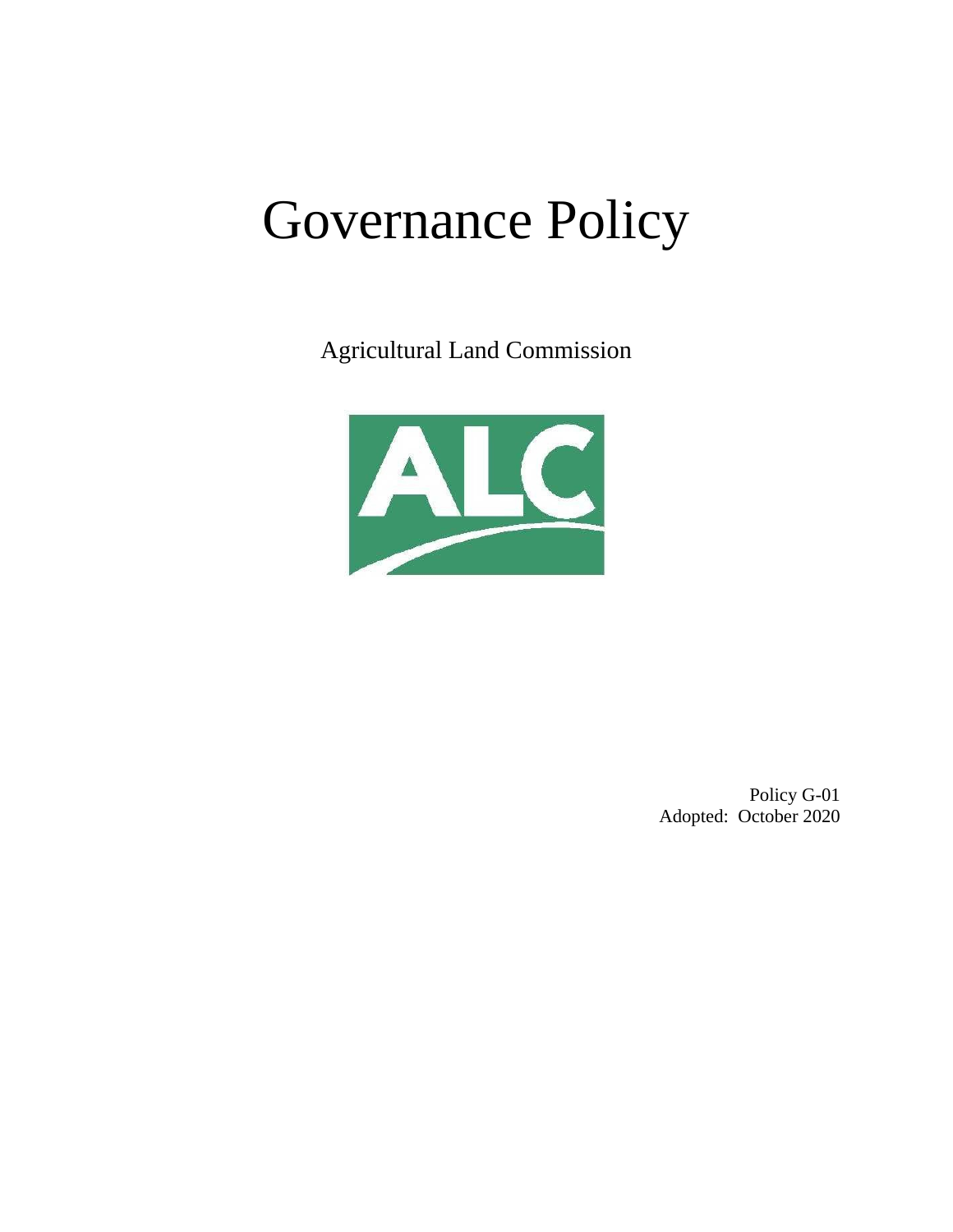# Governance Policy

Agricultural Land Commission

Policy G-01
Adopted: October 2020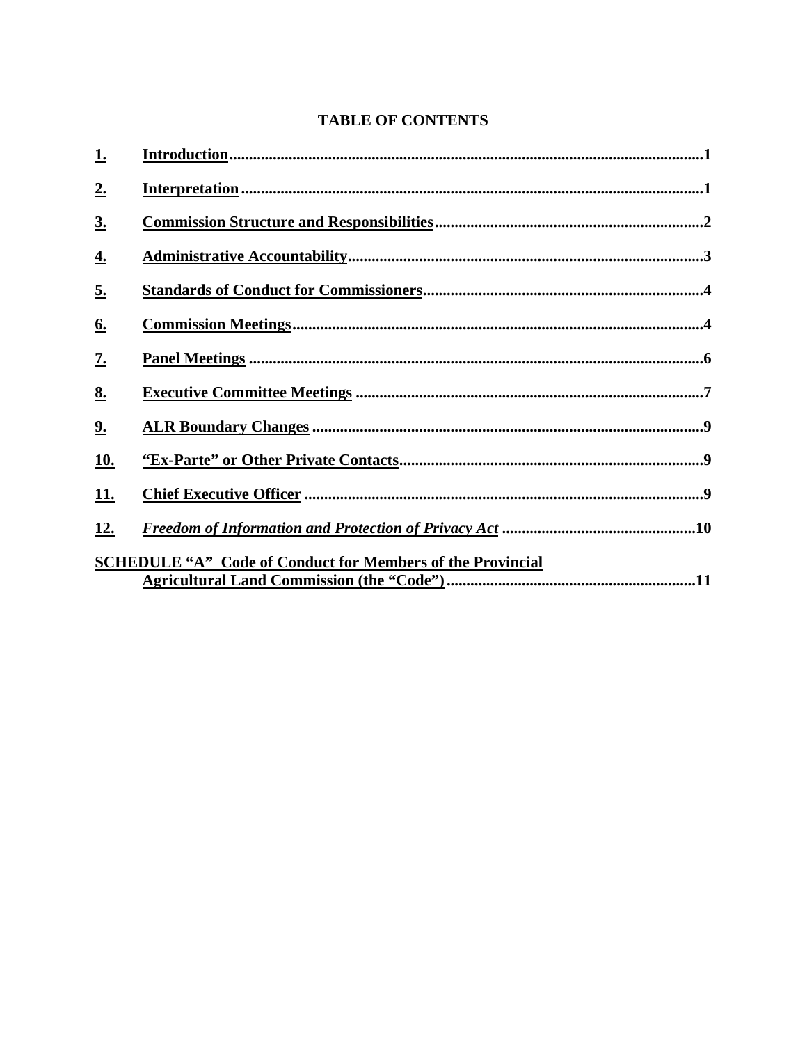# TABLE OF CONTENTS

| | | |
|---|---|---|
| **1.** | **Introduction** | **1** |
| **2.** | **Interpretation** | **1** |
| **3.** | **Commission Structure and Responsibilities** | **2** |
| **4.** | **Administrative Accountability** | **3** |
| **5.** | **Standards of Conduct for Commissioners** | **4** |
| **6.** | **Commission Meetings** | **4** |
| **7.** | **Panel Meetings** | **6** |
| **8.** | **Executive Committee Meetings** | **7** |
| **9.** | **ALR Boundary Changes** | **9** |
| **10.** | **"Ex-Parte" or Other Private Contacts** | **9** |
| **11.** | **Chief Executive Officer** | **9** |
| **12.** | ***Freedom of Information and Protection of Privacy Act*** | **10** |

**SCHEDULE "A" Code of Conduct for Members of the Provincial Agricultural Land Commission (the "Code")** ..... **11**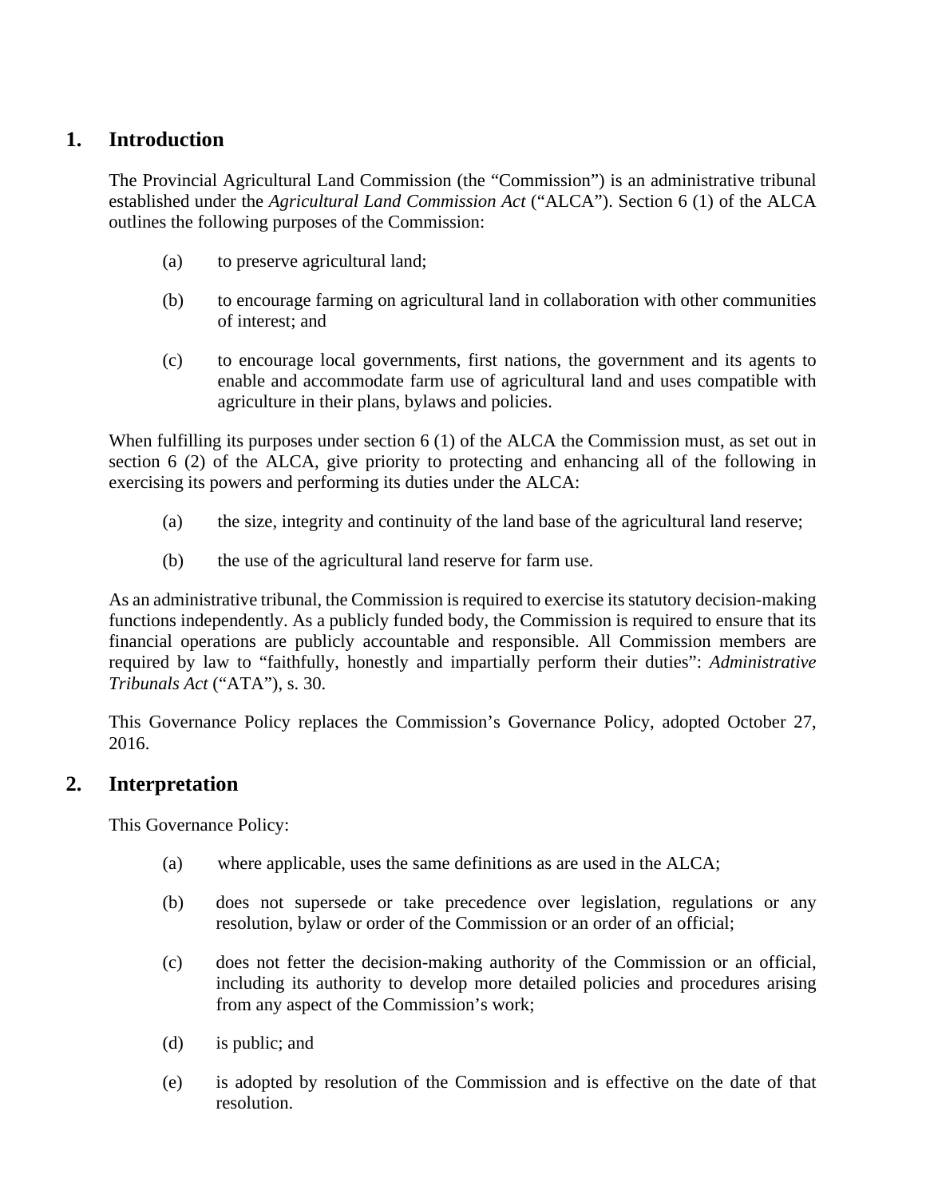## 1. Introduction

The Provincial Agricultural Land Commission (the "Commission") is an administrative tribunal established under the *Agricultural Land Commission Act* ("ALCA"). Section 6 (1) of the ALCA outlines the following purposes of the Commission:

(a) to preserve agricultural land;

(b) to encourage farming on agricultural land in collaboration with other communities of interest; and

(c) to encourage local governments, first nations, the government and its agents to enable and accommodate farm use of agricultural land and uses compatible with agriculture in their plans, bylaws and policies.

When fulfilling its purposes under section 6 (1) of the ALCA the Commission must, as set out in section 6 (2) of the ALCA, give priority to protecting and enhancing all of the following in exercising its powers and performing its duties under the ALCA:

(a) the size, integrity and continuity of the land base of the agricultural land reserve;

(b) the use of the agricultural land reserve for farm use.

As an administrative tribunal, the Commission is required to exercise its statutory decision-making functions independently. As a publicly funded body, the Commission is required to ensure that its financial operations are publicly accountable and responsible. All Commission members are required by law to "faithfully, honestly and impartially perform their duties": *Administrative Tribunals Act* ("ATA"), s. 30.

This Governance Policy replaces the Commission's Governance Policy, adopted October 27, 2016.

## 2. Interpretation

This Governance Policy:

(a) where applicable, uses the same definitions as are used in the ALCA;

(b) does not supersede or take precedence over legislation, regulations or any resolution, bylaw or order of the Commission or an order of an official;

(c) does not fetter the decision-making authority of the Commission or an official, including its authority to develop more detailed policies and procedures arising from any aspect of the Commission's work;

(d) is public; and

(e) is adopted by resolution of the Commission and is effective on the date of that resolution.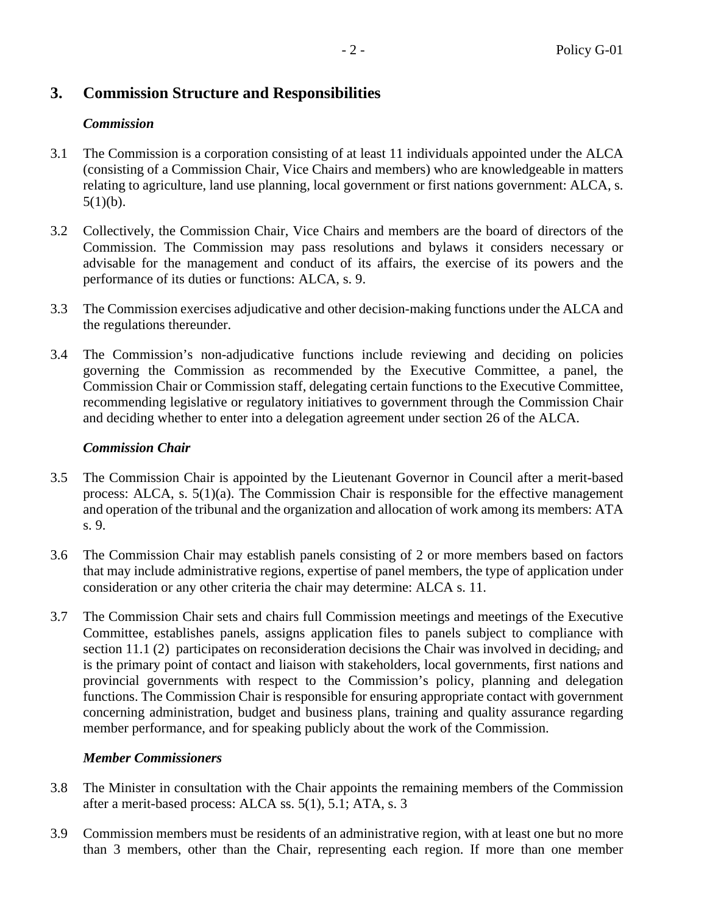## 3. Commission Structure and Responsibilities

### *Commission*

3.1 The Commission is a corporation consisting of at least 11 individuals appointed under the ALCA (consisting of a Commission Chair, Vice Chairs and members) who are knowledgeable in matters relating to agriculture, land use planning, local government or first nations government: ALCA, s. 5(1)(b).

3.2 Collectively, the Commission Chair, Vice Chairs and members are the board of directors of the Commission. The Commission may pass resolutions and bylaws it considers necessary or advisable for the management and conduct of its affairs, the exercise of its powers and the performance of its duties or functions: ALCA, s. 9.

3.3 The Commission exercises adjudicative and other decision-making functions under the ALCA and the regulations thereunder.

3.4 The Commission's non-adjudicative functions include reviewing and deciding on policies governing the Commission as recommended by the Executive Committee, a panel, the Commission Chair or Commission staff, delegating certain functions to the Executive Committee, recommending legislative or regulatory initiatives to government through the Commission Chair and deciding whether to enter into a delegation agreement under section 26 of the ALCA.

### *Commission Chair*

3.5 The Commission Chair is appointed by the Lieutenant Governor in Council after a merit-based process: ALCA, s. 5(1)(a). The Commission Chair is responsible for the effective management and operation of the tribunal and the organization and allocation of work among its members: ATA s. 9.

3.6 The Commission Chair may establish panels consisting of 2 or more members based on factors that may include administrative regions, expertise of panel members, the type of application under consideration or any other criteria the chair may determine: ALCA s. 11.

3.7 The Commission Chair sets and chairs full Commission meetings and meetings of the Executive Committee, establishes panels, assigns application files to panels subject to compliance with section 11.1 (2) participates on reconsideration decisions the Chair was involved in deciding, and is the primary point of contact and liaison with stakeholders, local governments, first nations and provincial governments with respect to the Commission's policy, planning and delegation functions. The Commission Chair is responsible for ensuring appropriate contact with government concerning administration, budget and business plans, training and quality assurance regarding member performance, and for speaking publicly about the work of the Commission.

### *Member Commissioners*

3.8 The Minister in consultation with the Chair appoints the remaining members of the Commission after a merit-based process: ALCA ss. 5(1), 5.1; ATA, s. 3

3.9 Commission members must be residents of an administrative region, with at least one but no more than 3 members, other than the Chair, representing each region. If more than one member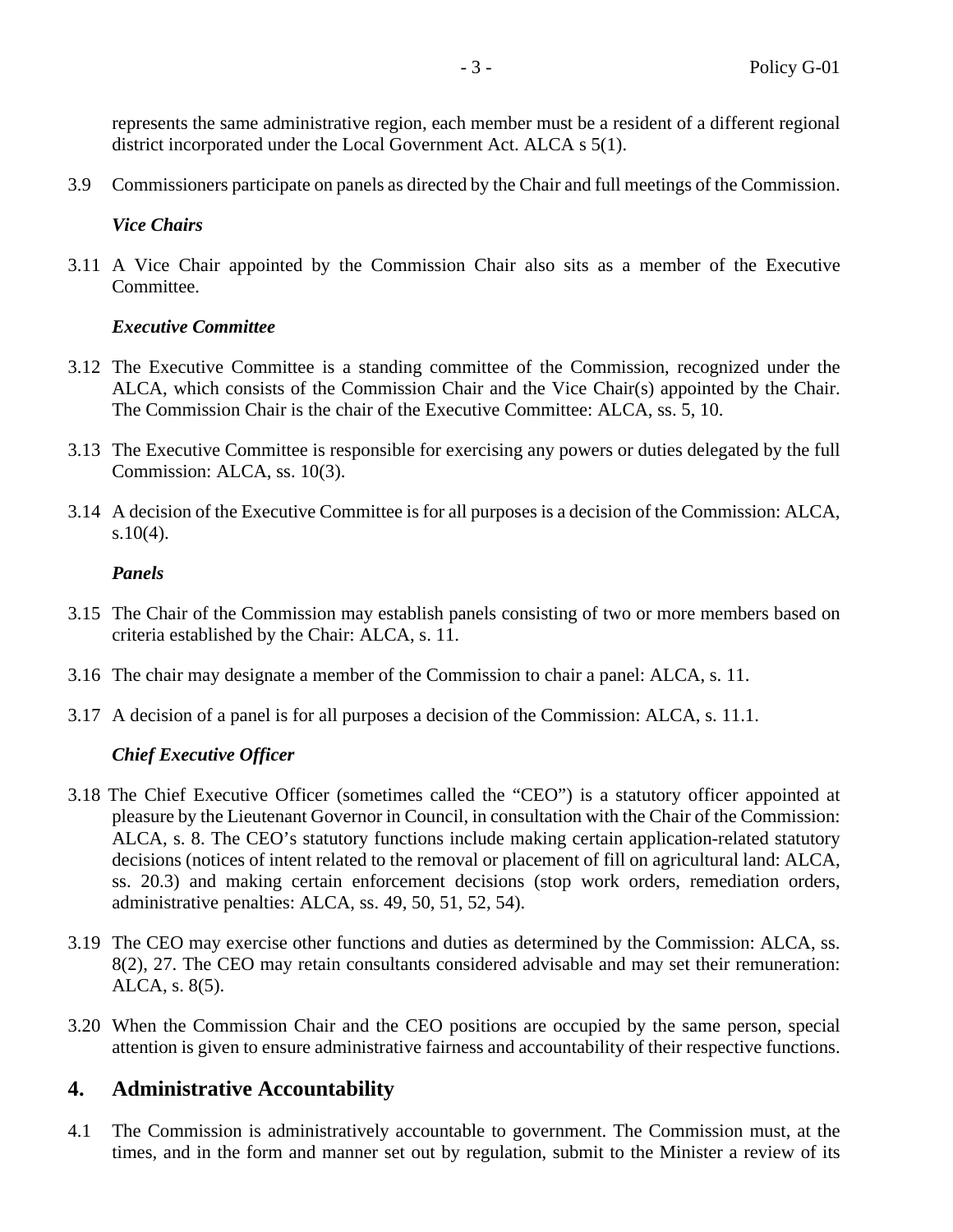represents the same administrative region, each member must be a resident of a different regional district incorporated under the Local Government Act. ALCA s 5(1).

3.9 Commissioners participate on panels as directed by the Chair and full meetings of the Commission.

***Vice Chairs***

3.11 A Vice Chair appointed by the Commission Chair also sits as a member of the Executive Committee.

***Executive Committee***

3.12 The Executive Committee is a standing committee of the Commission, recognized under the ALCA, which consists of the Commission Chair and the Vice Chair(s) appointed by the Chair. The Commission Chair is the chair of the Executive Committee: ALCA, ss. 5, 10.

3.13 The Executive Committee is responsible for exercising any powers or duties delegated by the full Commission: ALCA, ss. 10(3).

3.14 A decision of the Executive Committee is for all purposes is a decision of the Commission: ALCA, s.10(4).

***Panels***

3.15 The Chair of the Commission may establish panels consisting of two or more members based on criteria established by the Chair: ALCA, s. 11.

3.16 The chair may designate a member of the Commission to chair a panel: ALCA, s. 11.

3.17 A decision of a panel is for all purposes a decision of the Commission: ALCA, s. 11.1.

***Chief Executive Officer***

3.18 The Chief Executive Officer (sometimes called the "CEO") is a statutory officer appointed at pleasure by the Lieutenant Governor in Council, in consultation with the Chair of the Commission: ALCA, s. 8. The CEO's statutory functions include making certain application-related statutory decisions (notices of intent related to the removal or placement of fill on agricultural land: ALCA, ss. 20.3) and making certain enforcement decisions (stop work orders, remediation orders, administrative penalties: ALCA, ss. 49, 50, 51, 52, 54).

3.19 The CEO may exercise other functions and duties as determined by the Commission: ALCA, ss. 8(2), 27. The CEO may retain consultants considered advisable and may set their remuneration: ALCA, s. 8(5).

3.20 When the Commission Chair and the CEO positions are occupied by the same person, special attention is given to ensure administrative fairness and accountability of their respective functions.

## 4. Administrative Accountability

4.1 The Commission is administratively accountable to government. The Commission must, at the times, and in the form and manner set out by regulation, submit to the Minister a review of its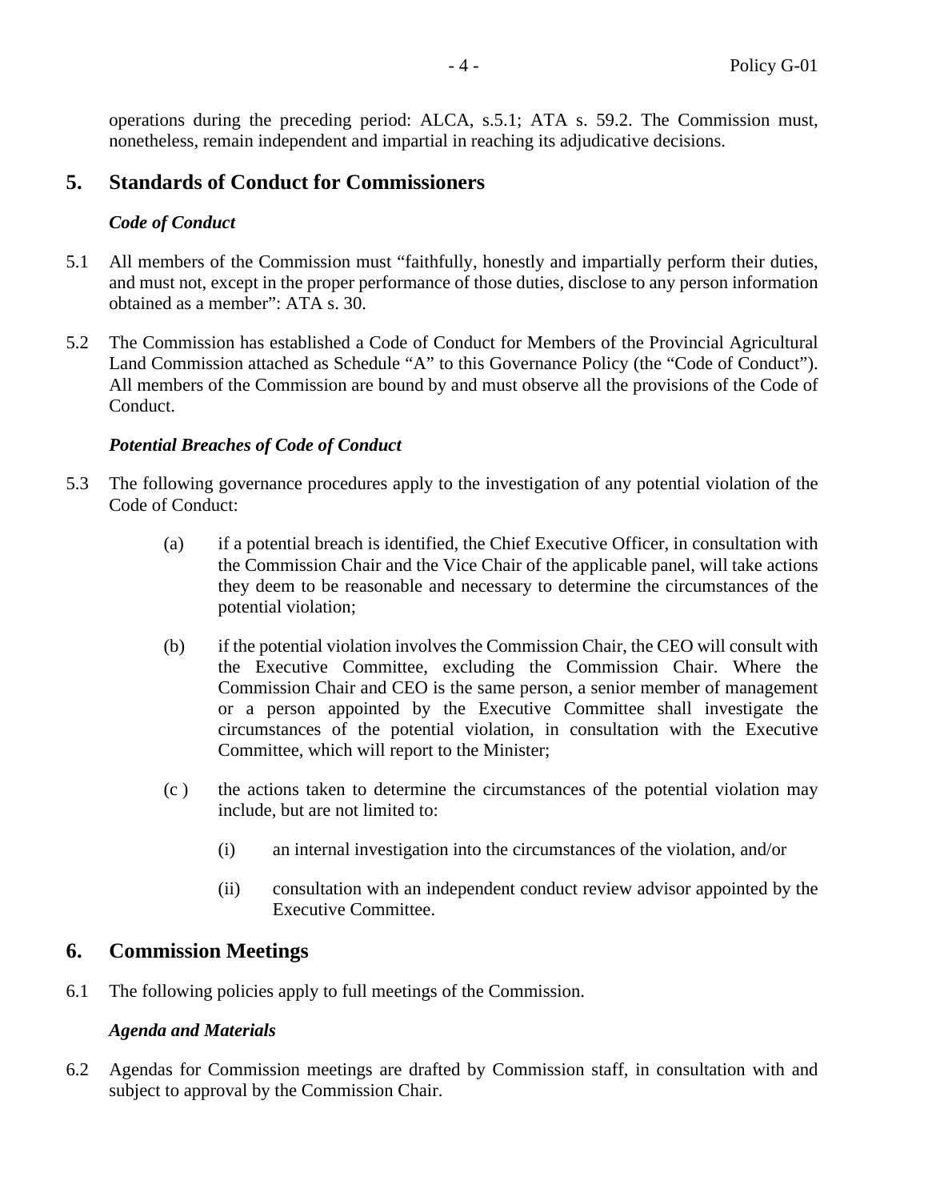operations during the preceding period: ALCA, s.5.1; ATA s. 59.2. The Commission must, nonetheless, remain independent and impartial in reaching its adjudicative decisions.

## 5. Standards of Conduct for Commissioners

***Code of Conduct***

5.1 All members of the Commission must "faithfully, honestly and impartially perform their duties, and must not, except in the proper performance of those duties, disclose to any person information obtained as a member": ATA s. 30.

5.2 The Commission has established a Code of Conduct for Members of the Provincial Agricultural Land Commission attached as Schedule "A" to this Governance Policy (the "Code of Conduct"). All members of the Commission are bound by and must observe all the provisions of the Code of Conduct.

***Potential Breaches of Code of Conduct***

5.3 The following governance procedures apply to the investigation of any potential violation of the Code of Conduct:

(a) if a potential breach is identified, the Chief Executive Officer, in consultation with the Commission Chair and the Vice Chair of the applicable panel, will take actions they deem to be reasonable and necessary to determine the circumstances of the potential violation;

(b) if the potential violation involves the Commission Chair, the CEO will consult with the Executive Committee, excluding the Commission Chair. Where the Commission Chair and CEO is the same person, a senior member of management or a person appointed by the Executive Committee shall investigate the circumstances of the potential violation, in consultation with the Executive Committee, which will report to the Minister;

(c ) the actions taken to determine the circumstances of the potential violation may include, but are not limited to:

(i) an internal investigation into the circumstances of the violation, and/or

(ii) consultation with an independent conduct review advisor appointed by the Executive Committee.

## 6. Commission Meetings

6.1 The following policies apply to full meetings of the Commission.

***Agenda and Materials***

6.2 Agendas for Commission meetings are drafted by Commission staff, in consultation with and subject to approval by the Commission Chair.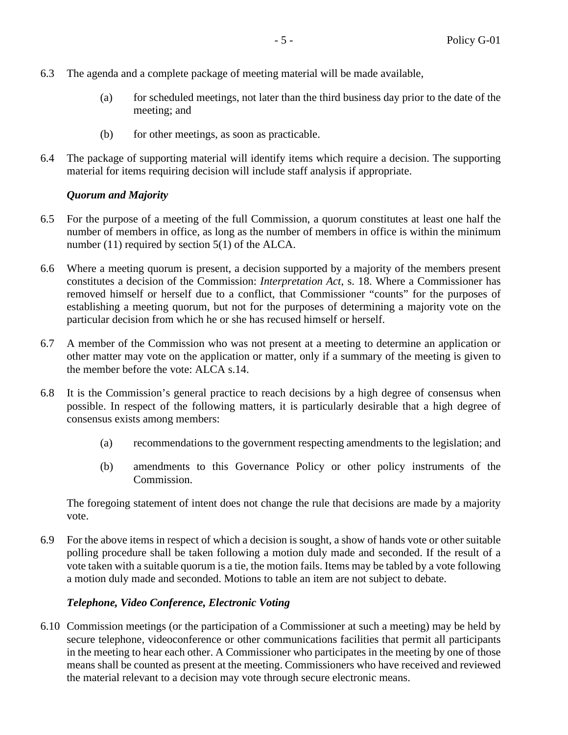6.3 The agenda and a complete package of meeting material will be made available,

> (a) for scheduled meetings, not later than the third business day prior to the date of the meeting; and
>
> (b) for other meetings, as soon as practicable.

6.4 The package of supporting material will identify items which require a decision. The supporting material for items requiring decision will include staff analysis if appropriate.

***Quorum and Majority***

6.5 For the purpose of a meeting of the full Commission, a quorum constitutes at least one half the number of members in office, as long as the number of members in office is within the minimum number (11) required by section 5(1) of the ALCA.

6.6 Where a meeting quorum is present, a decision supported by a majority of the members present constitutes a decision of the Commission: *Interpretation Act*, s. 18. Where a Commissioner has removed himself or herself due to a conflict, that Commissioner "counts" for the purposes of establishing a meeting quorum, but not for the purposes of determining a majority vote on the particular decision from which he or she has recused himself or herself.

6.7 A member of the Commission who was not present at a meeting to determine an application or other matter may vote on the application or matter, only if a summary of the meeting is given to the member before the vote: ALCA s.14.

6.8 It is the Commission's general practice to reach decisions by a high degree of consensus when possible. In respect of the following matters, it is particularly desirable that a high degree of consensus exists among members:

> (a) recommendations to the government respecting amendments to the legislation; and
>
> (b) amendments to this Governance Policy or other policy instruments of the Commission.

The foregoing statement of intent does not change the rule that decisions are made by a majority vote.

6.9 For the above items in respect of which a decision is sought, a show of hands vote or other suitable polling procedure shall be taken following a motion duly made and seconded. If the result of a vote taken with a suitable quorum is a tie, the motion fails. Items may be tabled by a vote following a motion duly made and seconded. Motions to table an item are not subject to debate.

***Telephone, Video Conference, Electronic Voting***

6.10 Commission meetings (or the participation of a Commissioner at such a meeting) may be held by secure telephone, videoconference or other communications facilities that permit all participants in the meeting to hear each other. A Commissioner who participates in the meeting by one of those means shall be counted as present at the meeting. Commissioners who have received and reviewed the material relevant to a decision may vote through secure electronic means.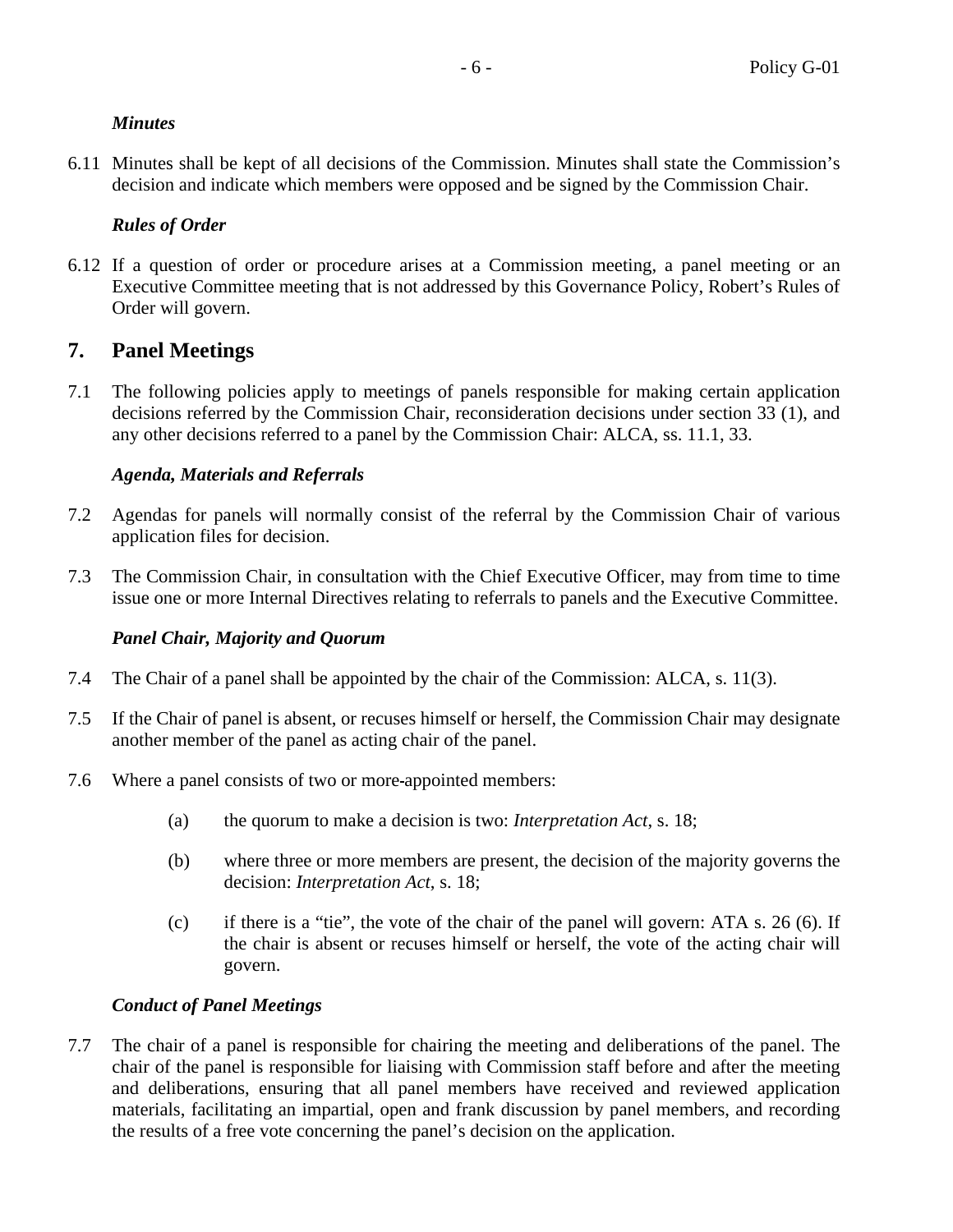*Minutes*

6.11 Minutes shall be kept of all decisions of the Commission. Minutes shall state the Commission's decision and indicate which members were opposed and be signed by the Commission Chair.

*Rules of Order*

6.12 If a question of order or procedure arises at a Commission meeting, a panel meeting or an Executive Committee meeting that is not addressed by this Governance Policy, Robert's Rules of Order will govern.

## 7. Panel Meetings

7.1 The following policies apply to meetings of panels responsible for making certain application decisions referred by the Commission Chair, reconsideration decisions under section 33 (1), and any other decisions referred to a panel by the Commission Chair: ALCA, ss. 11.1, 33.

*Agenda, Materials and Referrals*

7.2 Agendas for panels will normally consist of the referral by the Commission Chair of various application files for decision.

7.3 The Commission Chair, in consultation with the Chief Executive Officer, may from time to time issue one or more Internal Directives relating to referrals to panels and the Executive Committee.

*Panel Chair, Majority and Quorum*

7.4 The Chair of a panel shall be appointed by the chair of the Commission: ALCA, s. 11(3).

7.5 If the Chair of panel is absent, or recuses himself or herself, the Commission Chair may designate another member of the panel as acting chair of the panel.

7.6 Where a panel consists of two or more-appointed members:

(a) the quorum to make a decision is two: *Interpretation Act*, s. 18;

(b) where three or more members are present, the decision of the majority governs the decision: *Interpretation Act*, s. 18;

(c) if there is a "tie", the vote of the chair of the panel will govern: ATA s. 26 (6). If the chair is absent or recuses himself or herself, the vote of the acting chair will govern.

*Conduct of Panel Meetings*

7.7 The chair of a panel is responsible for chairing the meeting and deliberations of the panel. The chair of the panel is responsible for liaising with Commission staff before and after the meeting and deliberations, ensuring that all panel members have received and reviewed application materials, facilitating an impartial, open and frank discussion by panel members, and recording the results of a free vote concerning the panel's decision on the application.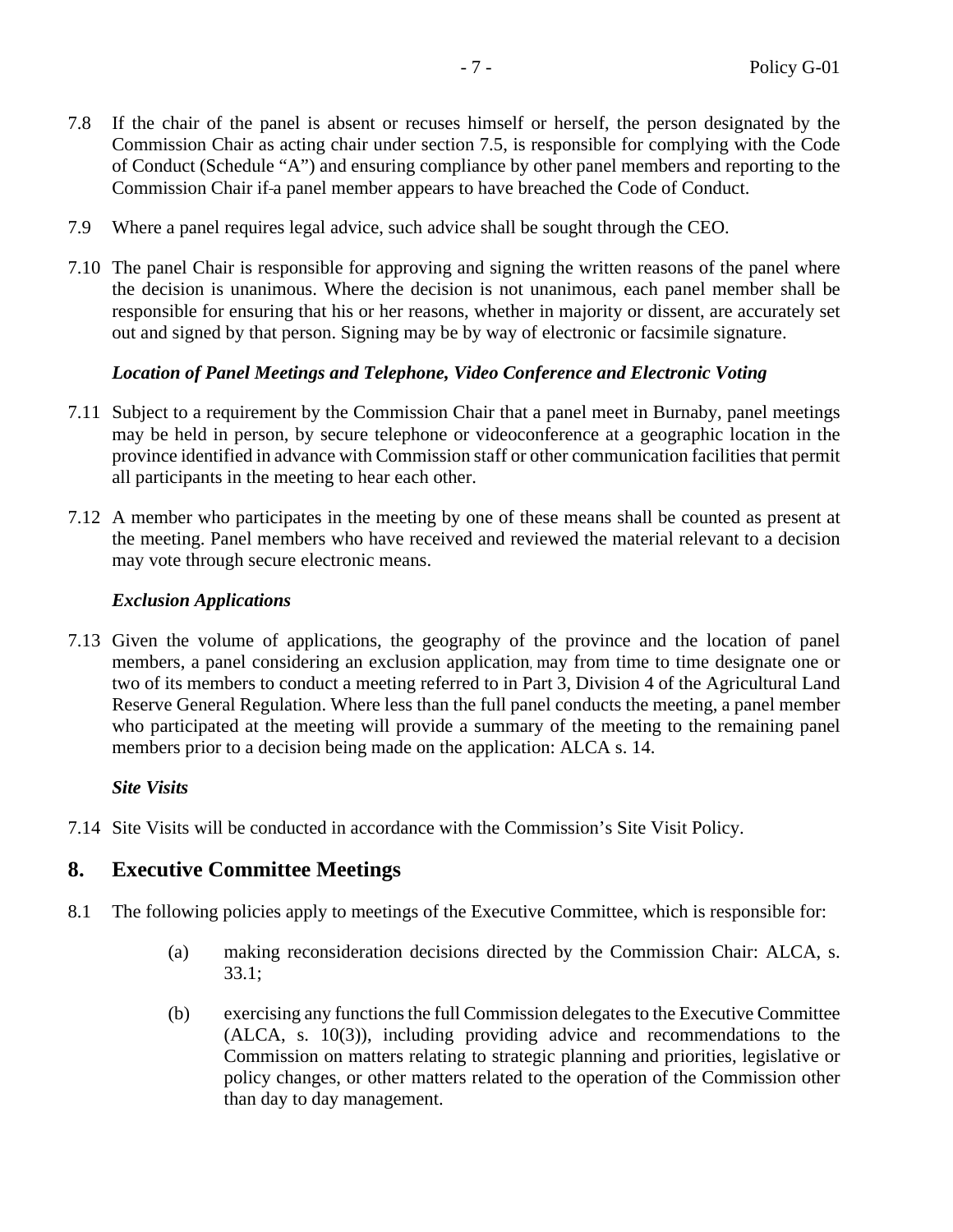7.8 If the chair of the panel is absent or recuses himself or herself, the person designated by the Commission Chair as acting chair under section 7.5, is responsible for complying with the Code of Conduct (Schedule "A") and ensuring compliance by other panel members and reporting to the Commission Chair if a panel member appears to have breached the Code of Conduct.

7.9 Where a panel requires legal advice, such advice shall be sought through the CEO.

7.10 The panel Chair is responsible for approving and signing the written reasons of the panel where the decision is unanimous. Where the decision is not unanimous, each panel member shall be responsible for ensuring that his or her reasons, whether in majority or dissent, are accurately set out and signed by that person. Signing may be by way of electronic or facsimile signature.

*Location of Panel Meetings and Telephone, Video Conference and Electronic Voting*

7.11 Subject to a requirement by the Commission Chair that a panel meet in Burnaby, panel meetings may be held in person, by secure telephone or videoconference at a geographic location in the province identified in advance with Commission staff or other communication facilities that permit all participants in the meeting to hear each other.

7.12 A member who participates in the meeting by one of these means shall be counted as present at the meeting. Panel members who have received and reviewed the material relevant to a decision may vote through secure electronic means.

*Exclusion Applications*

7.13 Given the volume of applications, the geography of the province and the location of panel members, a panel considering an exclusion application, may from time to time designate one or two of its members to conduct a meeting referred to in Part 3, Division 4 of the Agricultural Land Reserve General Regulation. Where less than the full panel conducts the meeting, a panel member who participated at the meeting will provide a summary of the meeting to the remaining panel members prior to a decision being made on the application: ALCA s. 14.

*Site Visits*

7.14 Site Visits will be conducted in accordance with the Commission's Site Visit Policy.

## 8. Executive Committee Meetings

8.1 The following policies apply to meetings of the Executive Committee, which is responsible for:

(a) making reconsideration decisions directed by the Commission Chair: ALCA, s. 33.1;

(b) exercising any functions the full Commission delegates to the Executive Committee (ALCA, s. 10(3)), including providing advice and recommendations to the Commission on matters relating to strategic planning and priorities, legislative or policy changes, or other matters related to the operation of the Commission other than day to day management.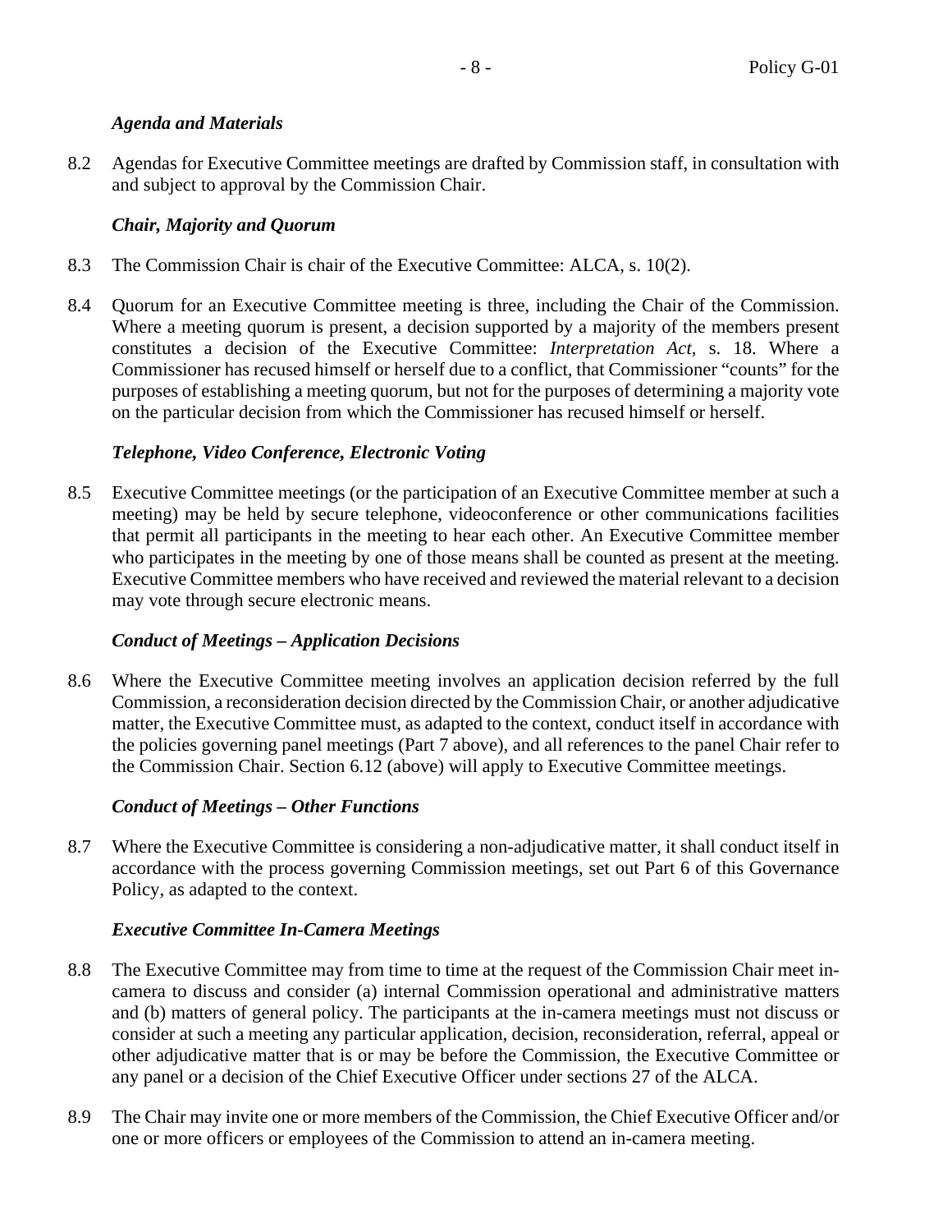### *Agenda and Materials*

8.2 Agendas for Executive Committee meetings are drafted by Commission staff, in consultation with and subject to approval by the Commission Chair.

### *Chair, Majority and Quorum*

8.3 The Commission Chair is chair of the Executive Committee: ALCA, s. 10(2).

8.4 Quorum for an Executive Committee meeting is three, including the Chair of the Commission. Where a meeting quorum is present, a decision supported by a majority of the members present constitutes a decision of the Executive Committee: *Interpretation Act*, s. 18. Where a Commissioner has recused himself or herself due to a conflict, that Commissioner "counts" for the purposes of establishing a meeting quorum, but not for the purposes of determining a majority vote on the particular decision from which the Commissioner has recused himself or herself.

### *Telephone, Video Conference, Electronic Voting*

8.5 Executive Committee meetings (or the participation of an Executive Committee member at such a meeting) may be held by secure telephone, videoconference or other communications facilities that permit all participants in the meeting to hear each other. An Executive Committee member who participates in the meeting by one of those means shall be counted as present at the meeting. Executive Committee members who have received and reviewed the material relevant to a decision may vote through secure electronic means.

### *Conduct of Meetings – Application Decisions*

8.6 Where the Executive Committee meeting involves an application decision referred by the full Commission, a reconsideration decision directed by the Commission Chair, or another adjudicative matter, the Executive Committee must, as adapted to the context, conduct itself in accordance with the policies governing panel meetings (Part 7 above), and all references to the panel Chair refer to the Commission Chair. Section 6.12 (above) will apply to Executive Committee meetings.

### *Conduct of Meetings – Other Functions*

8.7 Where the Executive Committee is considering a non-adjudicative matter, it shall conduct itself in accordance with the process governing Commission meetings, set out Part 6 of this Governance Policy, as adapted to the context.

### *Executive Committee In-Camera Meetings*

8.8 The Executive Committee may from time to time at the request of the Commission Chair meet in-camera to discuss and consider (a) internal Commission operational and administrative matters and (b) matters of general policy. The participants at the in-camera meetings must not discuss or consider at such a meeting any particular application, decision, reconsideration, referral, appeal or other adjudicative matter that is or may be before the Commission, the Executive Committee or any panel or a decision of the Chief Executive Officer under sections 27 of the ALCA.

8.9 The Chair may invite one or more members of the Commission, the Chief Executive Officer and/or one or more officers or employees of the Commission to attend an in-camera meeting.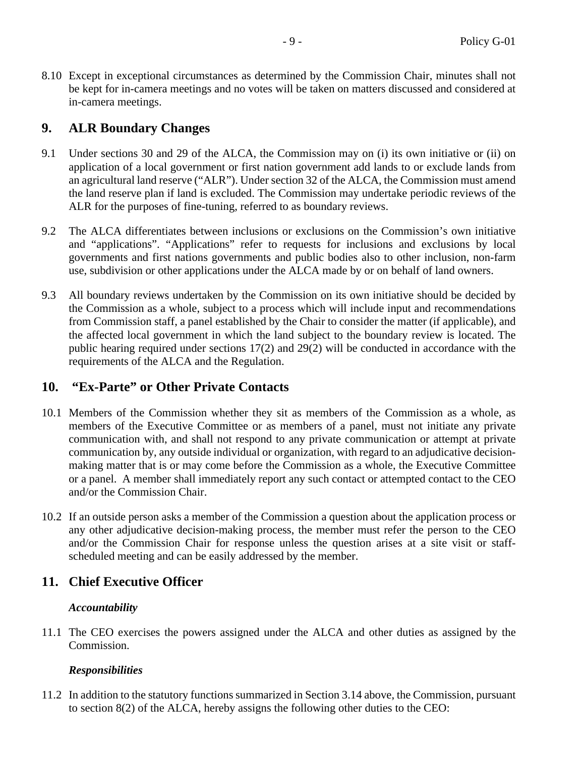8.10 Except in exceptional circumstances as determined by the Commission Chair, minutes shall not be kept for in-camera meetings and no votes will be taken on matters discussed and considered at in-camera meetings.

## 9. ALR Boundary Changes

9.1 Under sections 30 and 29 of the ALCA, the Commission may on (i) its own initiative or (ii) on application of a local government or first nation government add lands to or exclude lands from an agricultural land reserve ("ALR"). Under section 32 of the ALCA, the Commission must amend the land reserve plan if land is excluded. The Commission may undertake periodic reviews of the ALR for the purposes of fine-tuning, referred to as boundary reviews.

9.2 The ALCA differentiates between inclusions or exclusions on the Commission's own initiative and "applications". "Applications" refer to requests for inclusions and exclusions by local governments and first nations governments and public bodies also to other inclusion, non-farm use, subdivision or other applications under the ALCA made by or on behalf of land owners.

9.3 All boundary reviews undertaken by the Commission on its own initiative should be decided by the Commission as a whole, subject to a process which will include input and recommendations from Commission staff, a panel established by the Chair to consider the matter (if applicable), and the affected local government in which the land subject to the boundary review is located. The public hearing required under sections 17(2) and 29(2) will be conducted in accordance with the requirements of the ALCA and the Regulation.

## 10. "Ex-Parte" or Other Private Contacts

10.1 Members of the Commission whether they sit as members of the Commission as a whole, as members of the Executive Committee or as members of a panel, must not initiate any private communication with, and shall not respond to any private communication or attempt at private communication by, any outside individual or organization, with regard to an adjudicative decision-making matter that is or may come before the Commission as a whole, the Executive Committee or a panel. A member shall immediately report any such contact or attempted contact to the CEO and/or the Commission Chair.

10.2 If an outside person asks a member of the Commission a question about the application process or any other adjudicative decision-making process, the member must refer the person to the CEO and/or the Commission Chair for response unless the question arises at a site visit or staff-scheduled meeting and can be easily addressed by the member.

## 11. Chief Executive Officer

***Accountability***

11.1 The CEO exercises the powers assigned under the ALCA and other duties as assigned by the Commission.

***Responsibilities***

11.2 In addition to the statutory functions summarized in Section 3.14 above, the Commission, pursuant to section 8(2) of the ALCA, hereby assigns the following other duties to the CEO: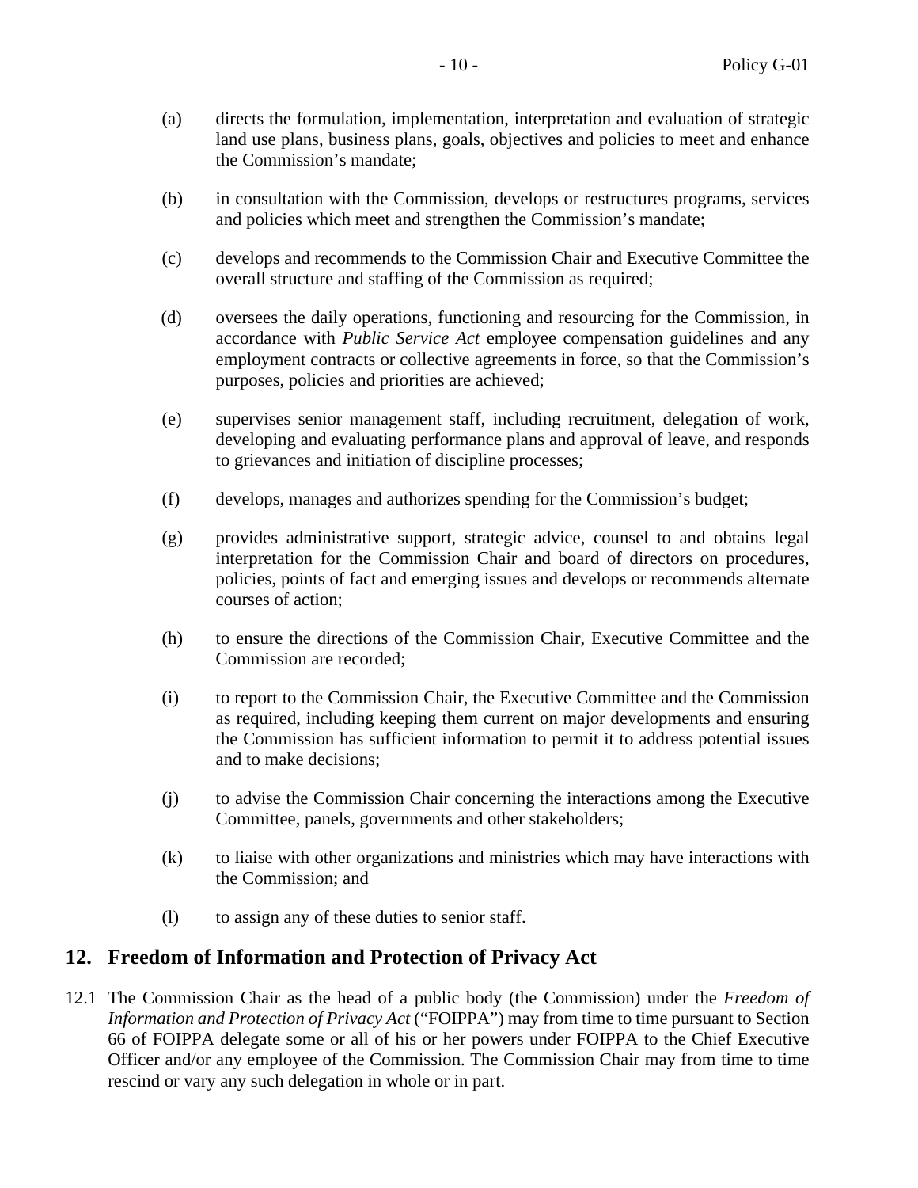(a) directs the formulation, implementation, interpretation and evaluation of strategic land use plans, business plans, goals, objectives and policies to meet and enhance the Commission's mandate;

(b) in consultation with the Commission, develops or restructures programs, services and policies which meet and strengthen the Commission's mandate;

(c) develops and recommends to the Commission Chair and Executive Committee the overall structure and staffing of the Commission as required;

(d) oversees the daily operations, functioning and resourcing for the Commission, in accordance with *Public Service Act* employee compensation guidelines and any employment contracts or collective agreements in force, so that the Commission's purposes, policies and priorities are achieved;

(e) supervises senior management staff, including recruitment, delegation of work, developing and evaluating performance plans and approval of leave, and responds to grievances and initiation of discipline processes;

(f) develops, manages and authorizes spending for the Commission's budget;

(g) provides administrative support, strategic advice, counsel to and obtains legal interpretation for the Commission Chair and board of directors on procedures, policies, points of fact and emerging issues and develops or recommends alternate courses of action;

(h) to ensure the directions of the Commission Chair, Executive Committee and the Commission are recorded;

(i) to report to the Commission Chair, the Executive Committee and the Commission as required, including keeping them current on major developments and ensuring the Commission has sufficient information to permit it to address potential issues and to make decisions;

(j) to advise the Commission Chair concerning the interactions among the Executive Committee, panels, governments and other stakeholders;

(k) to liaise with other organizations and ministries which may have interactions with the Commission; and

(l) to assign any of these duties to senior staff.

## 12. Freedom of Information and Protection of Privacy Act

12.1 The Commission Chair as the head of a public body (the Commission) under the *Freedom of Information and Protection of Privacy Act* ("FOIPPA") may from time to time pursuant to Section 66 of FOIPPA delegate some or all of his or her powers under FOIPPA to the Chief Executive Officer and/or any employee of the Commission. The Commission Chair may from time to time rescind or vary any such delegation in whole or in part.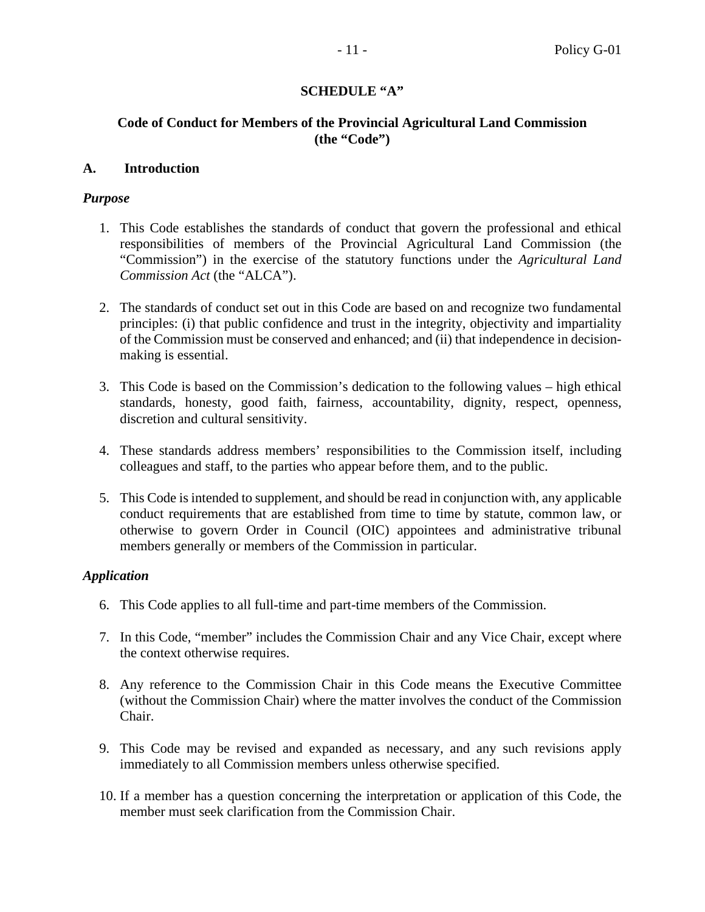# SCHEDULE "A"

## Code of Conduct for Members of the Provincial Agricultural Land Commission (the "Code")

### A. Introduction

***Purpose***

1. This Code establishes the standards of conduct that govern the professional and ethical responsibilities of members of the Provincial Agricultural Land Commission (the "Commission") in the exercise of the statutory functions under the *Agricultural Land Commission Act* (the "ALCA").

2. The standards of conduct set out in this Code are based on and recognize two fundamental principles: (i) that public confidence and trust in the integrity, objectivity and impartiality of the Commission must be conserved and enhanced; and (ii) that independence in decision-making is essential.

3. This Code is based on the Commission's dedication to the following values – high ethical standards, honesty, good faith, fairness, accountability, dignity, respect, openness, discretion and cultural sensitivity.

4. These standards address members' responsibilities to the Commission itself, including colleagues and staff, to the parties who appear before them, and to the public.

5. This Code is intended to supplement, and should be read in conjunction with, any applicable conduct requirements that are established from time to time by statute, common law, or otherwise to govern Order in Council (OIC) appointees and administrative tribunal members generally or members of the Commission in particular.

***Application***

6. This Code applies to all full-time and part-time members of the Commission.

7. In this Code, "member" includes the Commission Chair and any Vice Chair, except where the context otherwise requires.

8. Any reference to the Commission Chair in this Code means the Executive Committee (without the Commission Chair) where the matter involves the conduct of the Commission Chair.

9. This Code may be revised and expanded as necessary, and any such revisions apply immediately to all Commission members unless otherwise specified.

10. If a member has a question concerning the interpretation or application of this Code, the member must seek clarification from the Commission Chair.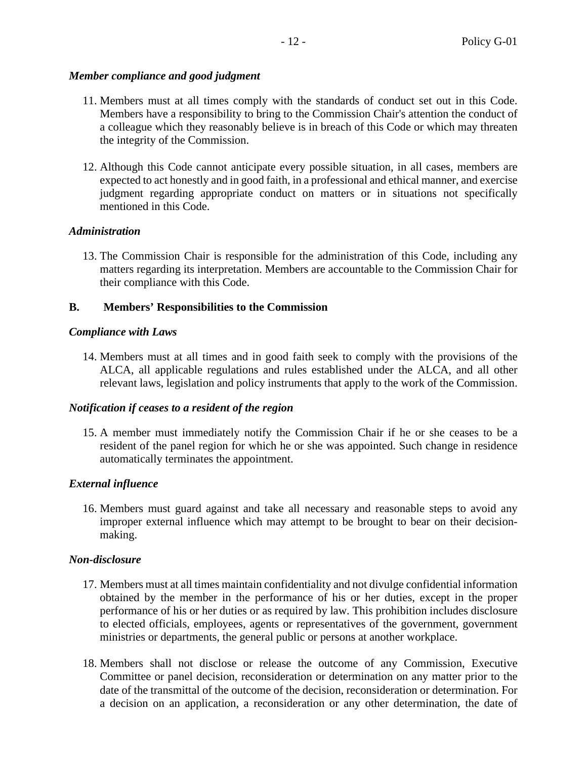*Member compliance and good judgment*

11. Members must at all times comply with the standards of conduct set out in this Code. Members have a responsibility to bring to the Commission Chair's attention the conduct of a colleague which they reasonably believe is in breach of this Code or which may threaten the integrity of the Commission.

12. Although this Code cannot anticipate every possible situation, in all cases, members are expected to act honestly and in good faith, in a professional and ethical manner, and exercise judgment regarding appropriate conduct on matters or in situations not specifically mentioned in this Code.

*Administration*

13. The Commission Chair is responsible for the administration of this Code, including any matters regarding its interpretation. Members are accountable to the Commission Chair for their compliance with this Code.

**B. Members' Responsibilities to the Commission**

*Compliance with Laws*

14. Members must at all times and in good faith seek to comply with the provisions of the ALCA, all applicable regulations and rules established under the ALCA, and all other relevant laws, legislation and policy instruments that apply to the work of the Commission.

*Notification if ceases to a resident of the region*

15. A member must immediately notify the Commission Chair if he or she ceases to be a resident of the panel region for which he or she was appointed. Such change in residence automatically terminates the appointment.

*External influence*

16. Members must guard against and take all necessary and reasonable steps to avoid any improper external influence which may attempt to be brought to bear on their decision-making.

*Non-disclosure*

17. Members must at all times maintain confidentiality and not divulge confidential information obtained by the member in the performance of his or her duties, except in the proper performance of his or her duties or as required by law. This prohibition includes disclosure to elected officials, employees, agents or representatives of the government, government ministries or departments, the general public or persons at another workplace.

18. Members shall not disclose or release the outcome of any Commission, Executive Committee or panel decision, reconsideration or determination on any matter prior to the date of the transmittal of the outcome of the decision, reconsideration or determination. For a decision on an application, a reconsideration or any other determination, the date of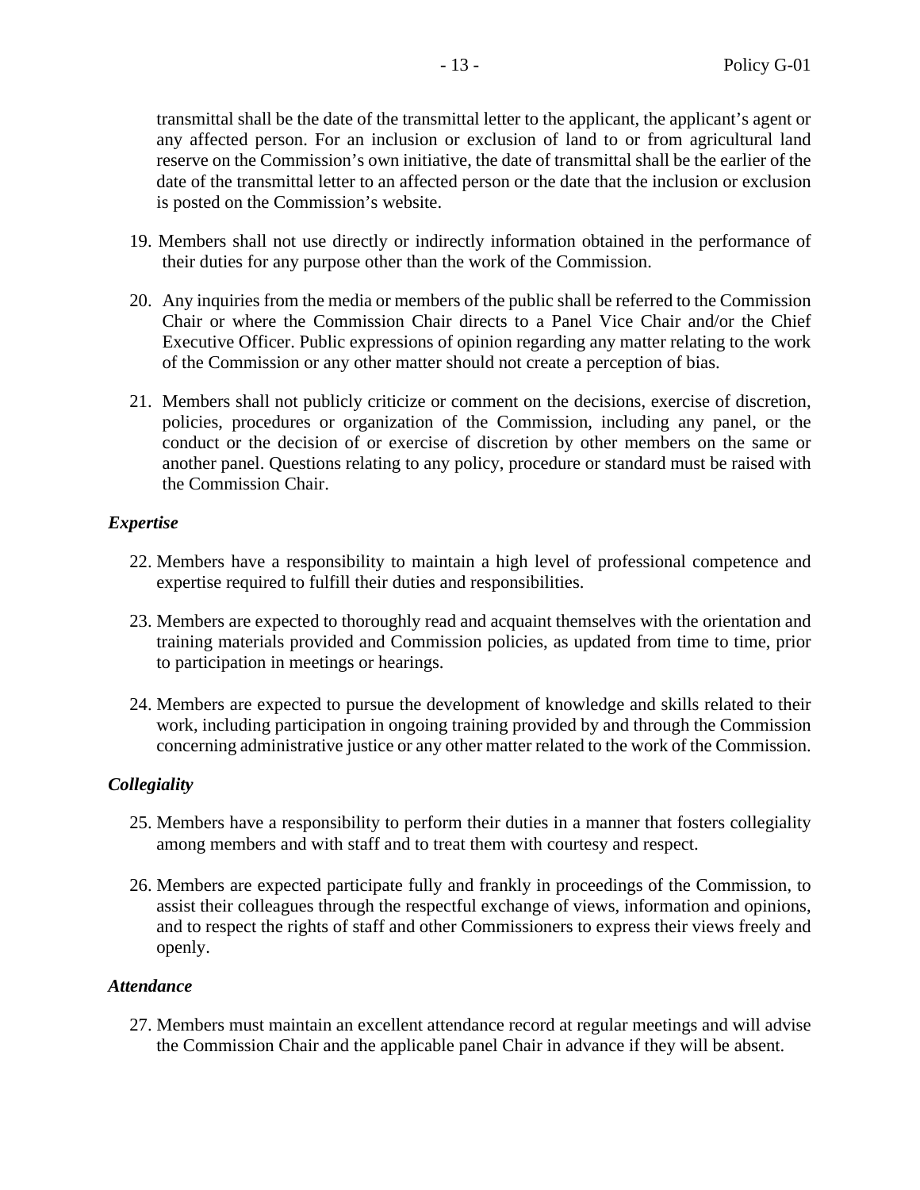transmittal shall be the date of the transmittal letter to the applicant, the applicant's agent or any affected person. For an inclusion or exclusion of land to or from agricultural land reserve on the Commission's own initiative, the date of transmittal shall be the earlier of the date of the transmittal letter to an affected person or the date that the inclusion or exclusion is posted on the Commission's website.

19. Members shall not use directly or indirectly information obtained in the performance of their duties for any purpose other than the work of the Commission.

20. Any inquiries from the media or members of the public shall be referred to the Commission Chair or where the Commission Chair directs to a Panel Vice Chair and/or the Chief Executive Officer. Public expressions of opinion regarding any matter relating to the work of the Commission or any other matter should not create a perception of bias.

21. Members shall not publicly criticize or comment on the decisions, exercise of discretion, policies, procedures or organization of the Commission, including any panel, or the conduct or the decision of or exercise of discretion by other members on the same or another panel. Questions relating to any policy, procedure or standard must be raised with the Commission Chair.

***Expertise***

22. Members have a responsibility to maintain a high level of professional competence and expertise required to fulfill their duties and responsibilities.

23. Members are expected to thoroughly read and acquaint themselves with the orientation and training materials provided and Commission policies, as updated from time to time, prior to participation in meetings or hearings.

24. Members are expected to pursue the development of knowledge and skills related to their work, including participation in ongoing training provided by and through the Commission concerning administrative justice or any other matter related to the work of the Commission.

***Collegiality***

25. Members have a responsibility to perform their duties in a manner that fosters collegiality among members and with staff and to treat them with courtesy and respect.

26. Members are expected participate fully and frankly in proceedings of the Commission, to assist their colleagues through the respectful exchange of views, information and opinions, and to respect the rights of staff and other Commissioners to express their views freely and openly.

***Attendance***

27. Members must maintain an excellent attendance record at regular meetings and will advise the Commission Chair and the applicable panel Chair in advance if they will be absent.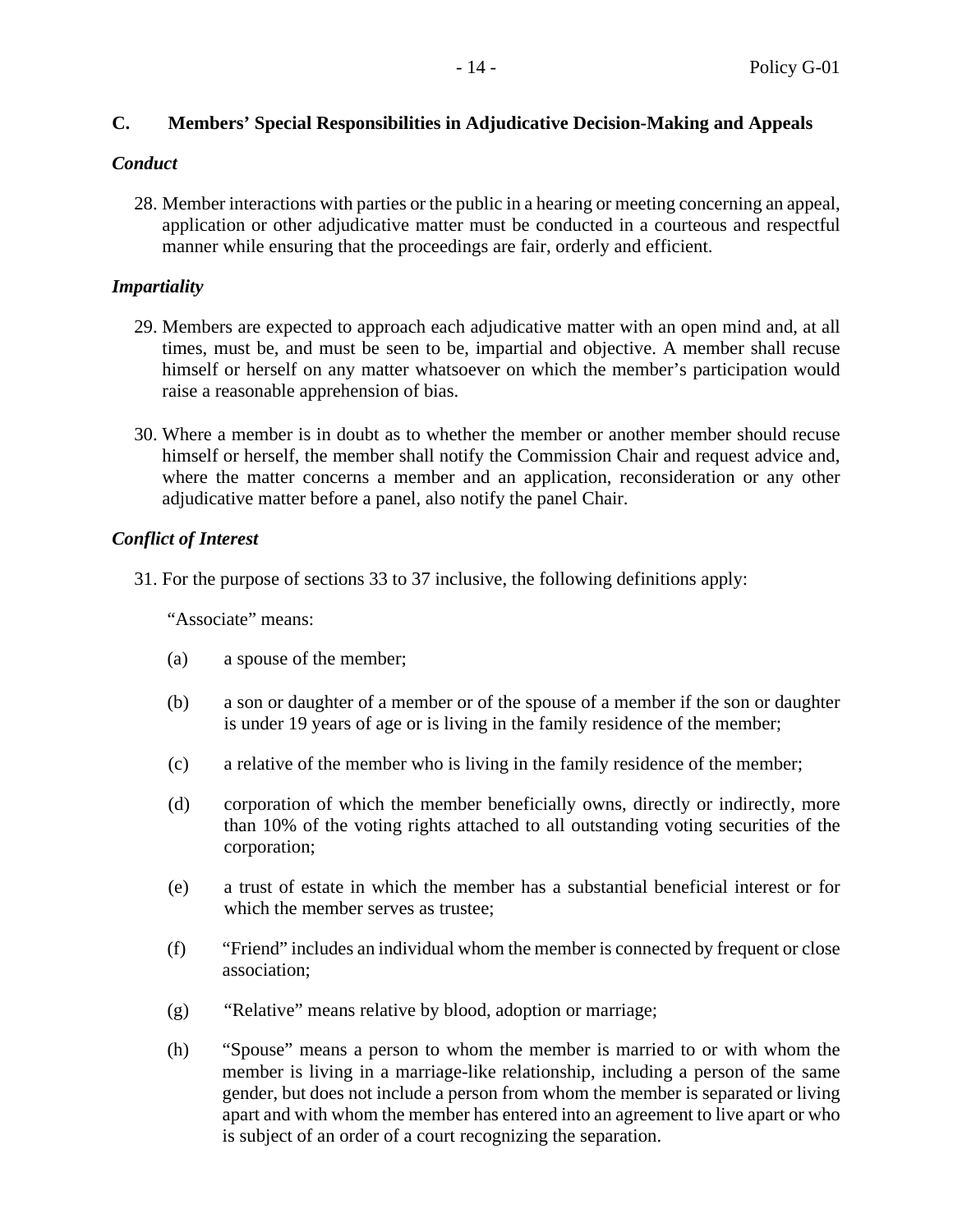## C. Members' Special Responsibilities in Adjudicative Decision-Making and Appeals

### *Conduct*

28. Member interactions with parties or the public in a hearing or meeting concerning an appeal, application or other adjudicative matter must be conducted in a courteous and respectful manner while ensuring that the proceedings are fair, orderly and efficient.

### *Impartiality*

29. Members are expected to approach each adjudicative matter with an open mind and, at all times, must be, and must be seen to be, impartial and objective. A member shall recuse himself or herself on any matter whatsoever on which the member's participation would raise a reasonable apprehension of bias.

30. Where a member is in doubt as to whether the member or another member should recuse himself or herself, the member shall notify the Commission Chair and request advice and, where the matter concerns a member and an application, reconsideration or any other adjudicative matter before a panel, also notify the panel Chair.

### *Conflict of Interest*

31. For the purpose of sections 33 to 37 inclusive, the following definitions apply:

    "Associate" means:

    (a) a spouse of the member;

    (b) a son or daughter of a member or of the spouse of a member if the son or daughter is under 19 years of age or is living in the family residence of the member;

    (c) a relative of the member who is living in the family residence of the member;

    (d) corporation of which the member beneficially owns, directly or indirectly, more than 10% of the voting rights attached to all outstanding voting securities of the corporation;

    (e) a trust of estate in which the member has a substantial beneficial interest or for which the member serves as trustee;

    (f) "Friend" includes an individual whom the member is connected by frequent or close association;

    (g) "Relative" means relative by blood, adoption or marriage;

    (h) "Spouse" means a person to whom the member is married to or with whom the member is living in a marriage-like relationship, including a person of the same gender, but does not include a person from whom the member is separated or living apart and with whom the member has entered into an agreement to live apart or who is subject of an order of a court recognizing the separation.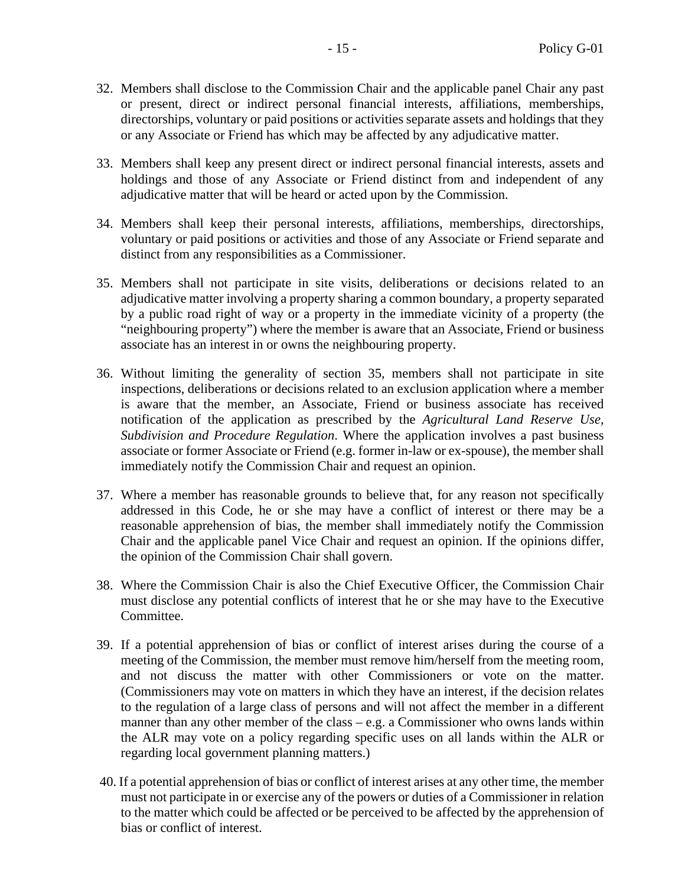32. Members shall disclose to the Commission Chair and the applicable panel Chair any past or present, direct or indirect personal financial interests, affiliations, memberships, directorships, voluntary or paid positions or activities separate assets and holdings that they or any Associate or Friend has which may be affected by any adjudicative matter.

33. Members shall keep any present direct or indirect personal financial interests, assets and holdings and those of any Associate or Friend distinct from and independent of any adjudicative matter that will be heard or acted upon by the Commission.

34. Members shall keep their personal interests, affiliations, memberships, directorships, voluntary or paid positions or activities and those of any Associate or Friend separate and distinct from any responsibilities as a Commissioner.

35. Members shall not participate in site visits, deliberations or decisions related to an adjudicative matter involving a property sharing a common boundary, a property separated by a public road right of way or a property in the immediate vicinity of a property (the "neighbouring property") where the member is aware that an Associate, Friend or business associate has an interest in or owns the neighbouring property.

36. Without limiting the generality of section 35, members shall not participate in site inspections, deliberations or decisions related to an exclusion application where a member is aware that the member, an Associate, Friend or business associate has received notification of the application as prescribed by the *Agricultural Land Reserve Use, Subdivision and Procedure Regulation*. Where the application involves a past business associate or former Associate or Friend (e.g. former in-law or ex-spouse), the member shall immediately notify the Commission Chair and request an opinion.

37. Where a member has reasonable grounds to believe that, for any reason not specifically addressed in this Code, he or she may have a conflict of interest or there may be a reasonable apprehension of bias, the member shall immediately notify the Commission Chair and the applicable panel Vice Chair and request an opinion. If the opinions differ, the opinion of the Commission Chair shall govern.

38. Where the Commission Chair is also the Chief Executive Officer, the Commission Chair must disclose any potential conflicts of interest that he or she may have to the Executive Committee.

39. If a potential apprehension of bias or conflict of interest arises during the course of a meeting of the Commission, the member must remove him/herself from the meeting room, and not discuss the matter with other Commissioners or vote on the matter. (Commissioners may vote on matters in which they have an interest, if the decision relates to the regulation of a large class of persons and will not affect the member in a different manner than any other member of the class – e.g. a Commissioner who owns lands within the ALR may vote on a policy regarding specific uses on all lands within the ALR or regarding local government planning matters.)

40. If a potential apprehension of bias or conflict of interest arises at any other time, the member must not participate in or exercise any of the powers or duties of a Commissioner in relation to the matter which could be affected or be perceived to be affected by the apprehension of bias or conflict of interest.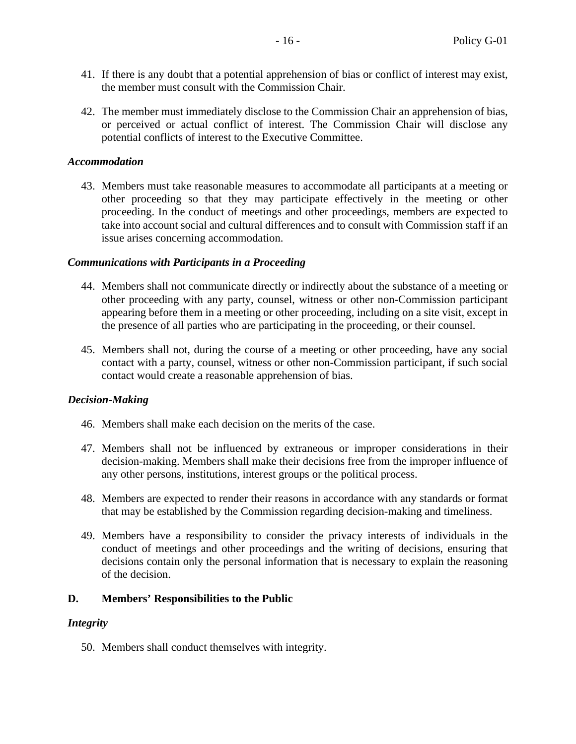41. If there is any doubt that a potential apprehension of bias or conflict of interest may exist, the member must consult with the Commission Chair.

42. The member must immediately disclose to the Commission Chair an apprehension of bias, or perceived or actual conflict of interest. The Commission Chair will disclose any potential conflicts of interest to the Executive Committee.

### *Accommodation*

43. Members must take reasonable measures to accommodate all participants at a meeting or other proceeding so that they may participate effectively in the meeting or other proceeding. In the conduct of meetings and other proceedings, members are expected to take into account social and cultural differences and to consult with Commission staff if an issue arises concerning accommodation.

### *Communications with Participants in a Proceeding*

44. Members shall not communicate directly or indirectly about the substance of a meeting or other proceeding with any party, counsel, witness or other non-Commission participant appearing before them in a meeting or other proceeding, including on a site visit, except in the presence of all parties who are participating in the proceeding, or their counsel.

45. Members shall not, during the course of a meeting or other proceeding, have any social contact with a party, counsel, witness or other non-Commission participant, if such social contact would create a reasonable apprehension of bias.

### *Decision-Making*

46. Members shall make each decision on the merits of the case.

47. Members shall not be influenced by extraneous or improper considerations in their decision-making. Members shall make their decisions free from the improper influence of any other persons, institutions, interest groups or the political process.

48. Members are expected to render their reasons in accordance with any standards or format that may be established by the Commission regarding decision-making and timeliness.

49. Members have a responsibility to consider the privacy interests of individuals in the conduct of meetings and other proceedings and the writing of decisions, ensuring that decisions contain only the personal information that is necessary to explain the reasoning of the decision.

## D. Members' Responsibilities to the Public

### *Integrity*

50. Members shall conduct themselves with integrity.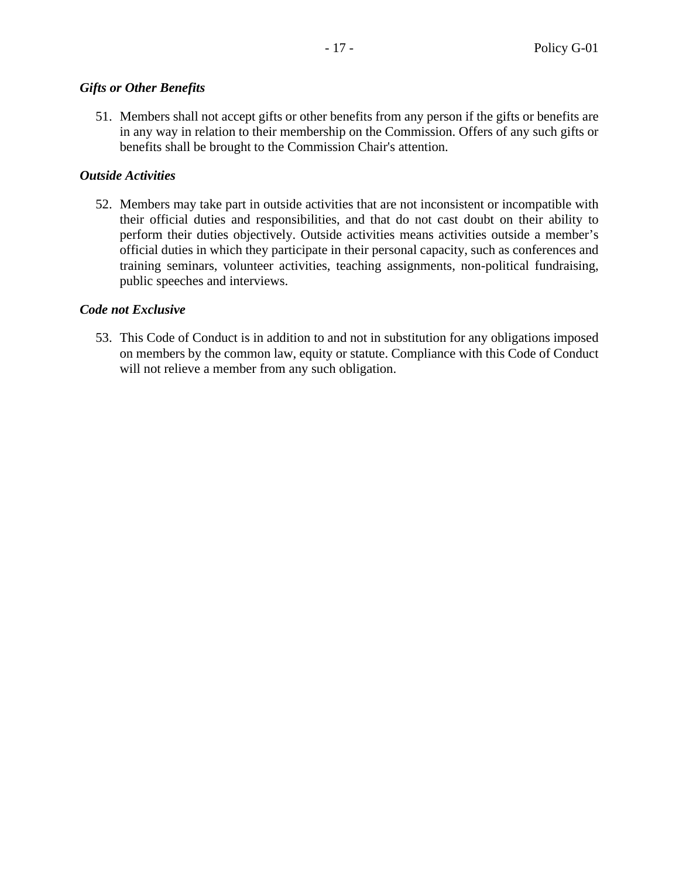*Gifts or Other Benefits*

51. Members shall not accept gifts or other benefits from any person if the gifts or benefits are in any way in relation to their membership on the Commission. Offers of any such gifts or benefits shall be brought to the Commission Chair's attention.

*Outside Activities*

52. Members may take part in outside activities that are not inconsistent or incompatible with their official duties and responsibilities, and that do not cast doubt on their ability to perform their duties objectively. Outside activities means activities outside a member's official duties in which they participate in their personal capacity, such as conferences and training seminars, volunteer activities, teaching assignments, non-political fundraising, public speeches and interviews.

*Code not Exclusive*

53. This Code of Conduct is in addition to and not in substitution for any obligations imposed on members by the common law, equity or statute. Compliance with this Code of Conduct will not relieve a member from any such obligation.